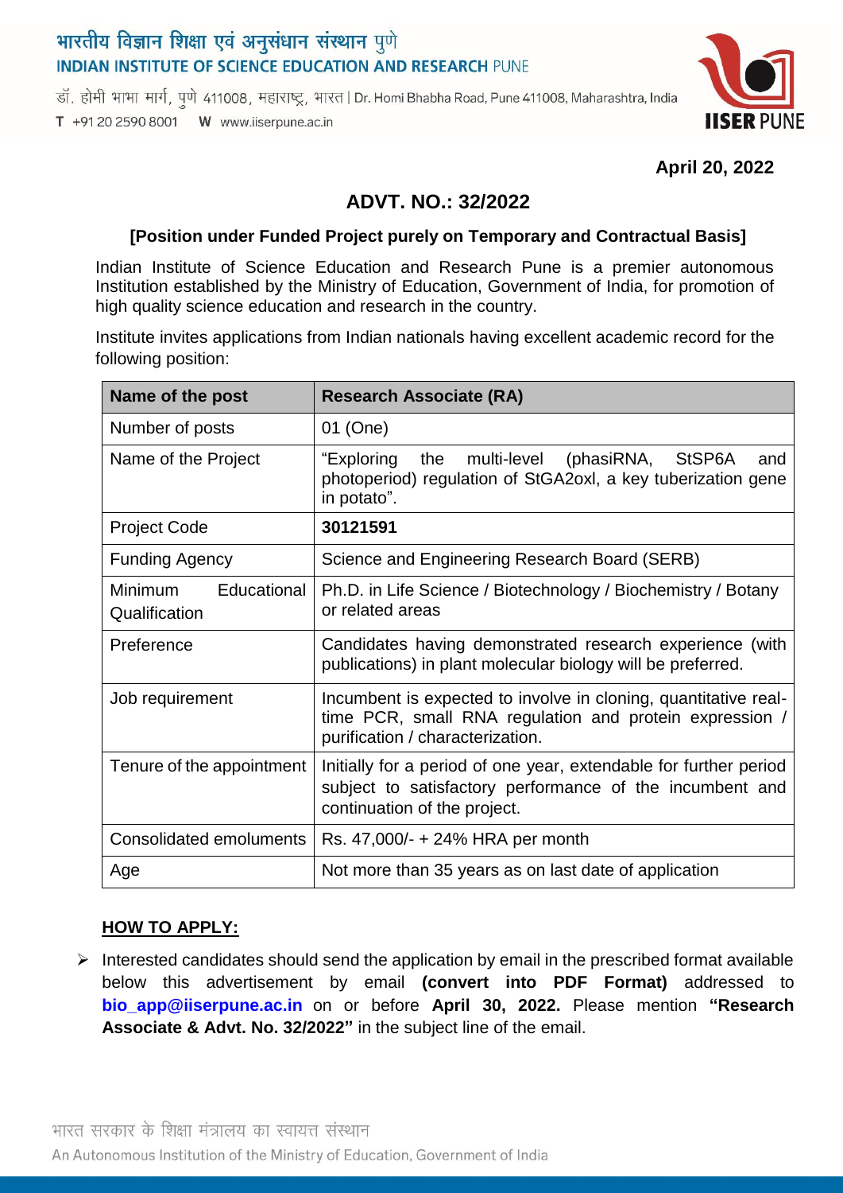# भारतीय विज्ञान शिक्षा एवं अनुसंधान संस्थान पुणे

## INDIAN INSTITUTE OF SCIENCE EDUCATION AND RESEARCH PUNE

डॉ. होमी भाभा मार्ग, पुणे 411008, महाराष्ट्र, भारत | Dr. Homi Bhabha Road, Pune 411008, Maharashtra, India

T +91 20 2590 8001 W www.iiserpune.ac.in

**April 20, 2022**

## ADVT. NO.: 32/2022

### [Position under Funded Project purely on Temporary and Contractual Basis]

Indian Institute of Science Education and Research Pune is a premier autonomous Institution established by the Ministry of Education, Government of India, for promotion of high quality science education and research in the country.

Institute invites applications from Indian nationals having excellent academic record for the following position:

| Name of the post | Research Associate (RA) |
|---|---|
| Number of posts | 01 (One) |
| Name of the Project | "Exploring the multi-level (phasiRNA, StSP6A and photoperiod) regulation of StGA2oxl, a key tuberization gene in potato". |
| Project Code | **30121591** |
| Funding Agency | Science and Engineering Research Board (SERB) |
| Minimum Educational Qualification | Ph.D. in Life Science / Biotechnology / Biochemistry / Botany or related areas |
| Preference | Candidates having demonstrated research experience (with publications) in plant molecular biology will be preferred. |
| Job requirement | Incumbent is expected to involve in cloning, quantitative real-time PCR, small RNA regulation and protein expression / purification / characterization. |
| Tenure of the appointment | Initially for a period of one year, extendable for further period subject to satisfactory performance of the incumbent and continuation of the project. |
| Consolidated emoluments | Rs. 47,000/- + 24% HRA per month |
| Age | Not more than 35 years as on last date of application |

**HOW TO APPLY:**

- Interested candidates should send the application by email in the prescribed format available below this advertisement by email **(convert into PDF Format)** addressed to **bio_app@iiserpune.ac.in** on or before **April 30, 2022.** Please mention **"Research Associate & Advt. No. 32/2022"** in the subject line of the email.

भारत सरकार के शिक्षा मंत्रालय का स्वायत्त संस्थान

An Autonomous Institution of the Ministry of Education, Government of India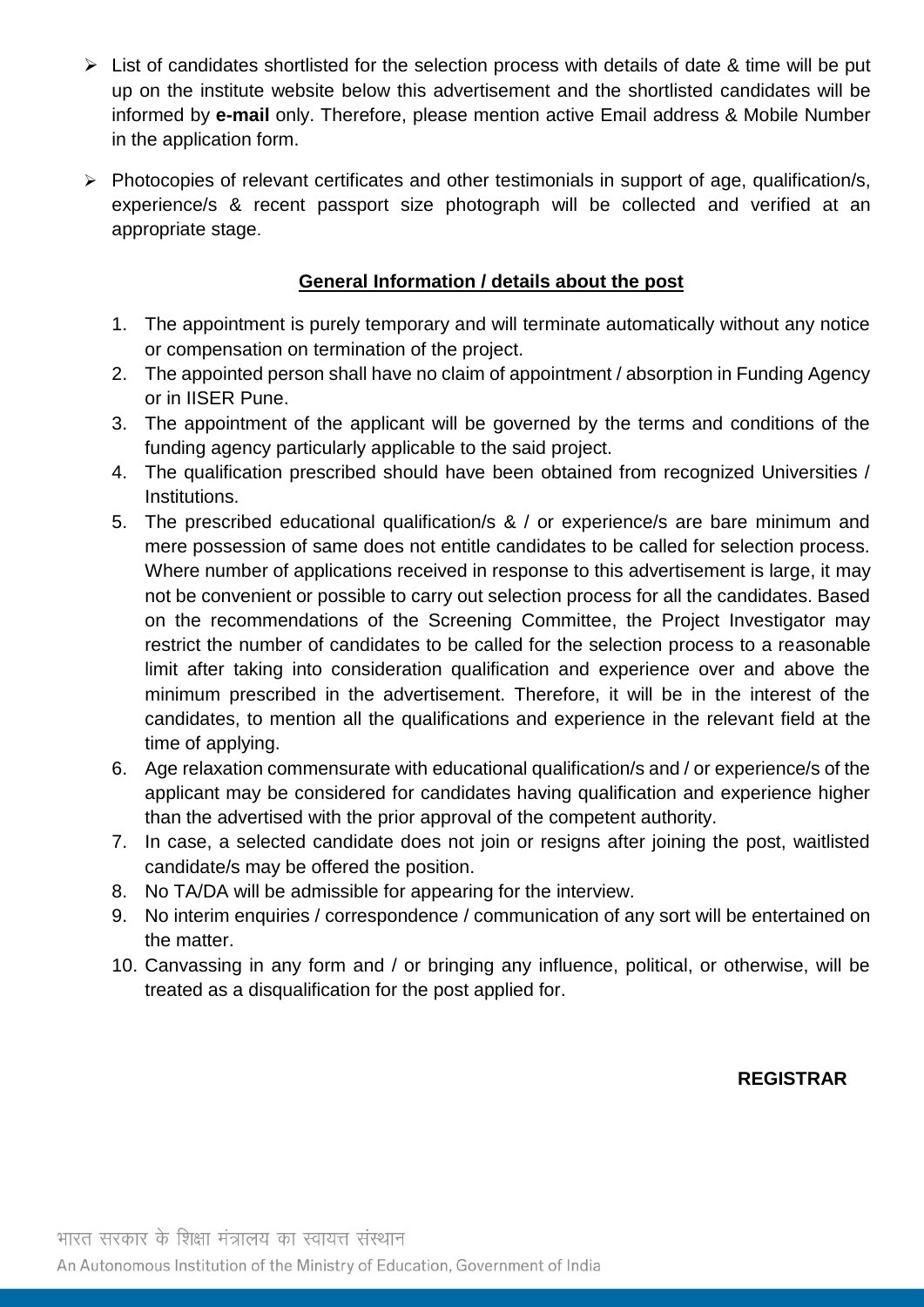- List of candidates shortlisted for the selection process with details of date & time will be put up on the institute website below this advertisement and the shortlisted candidates will be informed by **e-mail** only. Therefore, please mention active Email address & Mobile Number in the application form.
- Photocopies of relevant certificates and other testimonials in support of age, qualification/s, experience/s & recent passport size photograph will be collected and verified at an appropriate stage.

## General Information / details about the post

1. The appointment is purely temporary and will terminate automatically without any notice or compensation on termination of the project.
2. The appointed person shall have no claim of appointment / absorption in Funding Agency or in IISER Pune.
3. The appointment of the applicant will be governed by the terms and conditions of the funding agency particularly applicable to the said project.
4. The qualification prescribed should have been obtained from recognized Universities / Institutions.
5. The prescribed educational qualification/s & / or experience/s are bare minimum and mere possession of same does not entitle candidates to be called for selection process. Where number of applications received in response to this advertisement is large, it may not be convenient or possible to carry out selection process for all the candidates. Based on the recommendations of the Screening Committee, the Project Investigator may restrict the number of candidates to be called for the selection process to a reasonable limit after taking into consideration qualification and experience over and above the minimum prescribed in the advertisement. Therefore, it will be in the interest of the candidates, to mention all the qualifications and experience in the relevant field at the time of applying.
6. Age relaxation commensurate with educational qualification/s and / or experience/s of the applicant may be considered for candidates having qualification and experience higher than the advertised with the prior approval of the competent authority.
7. In case, a selected candidate does not join or resigns after joining the post, waitlisted candidate/s may be offered the position.
8. No TA/DA will be admissible for appearing for the interview.
9. No interim enquiries / correspondence / communication of any sort will be entertained on the matter.
10. Canvassing in any form and / or bringing any influence, political, or otherwise, will be treated as a disqualification for the post applied for.

**REGISTRAR**